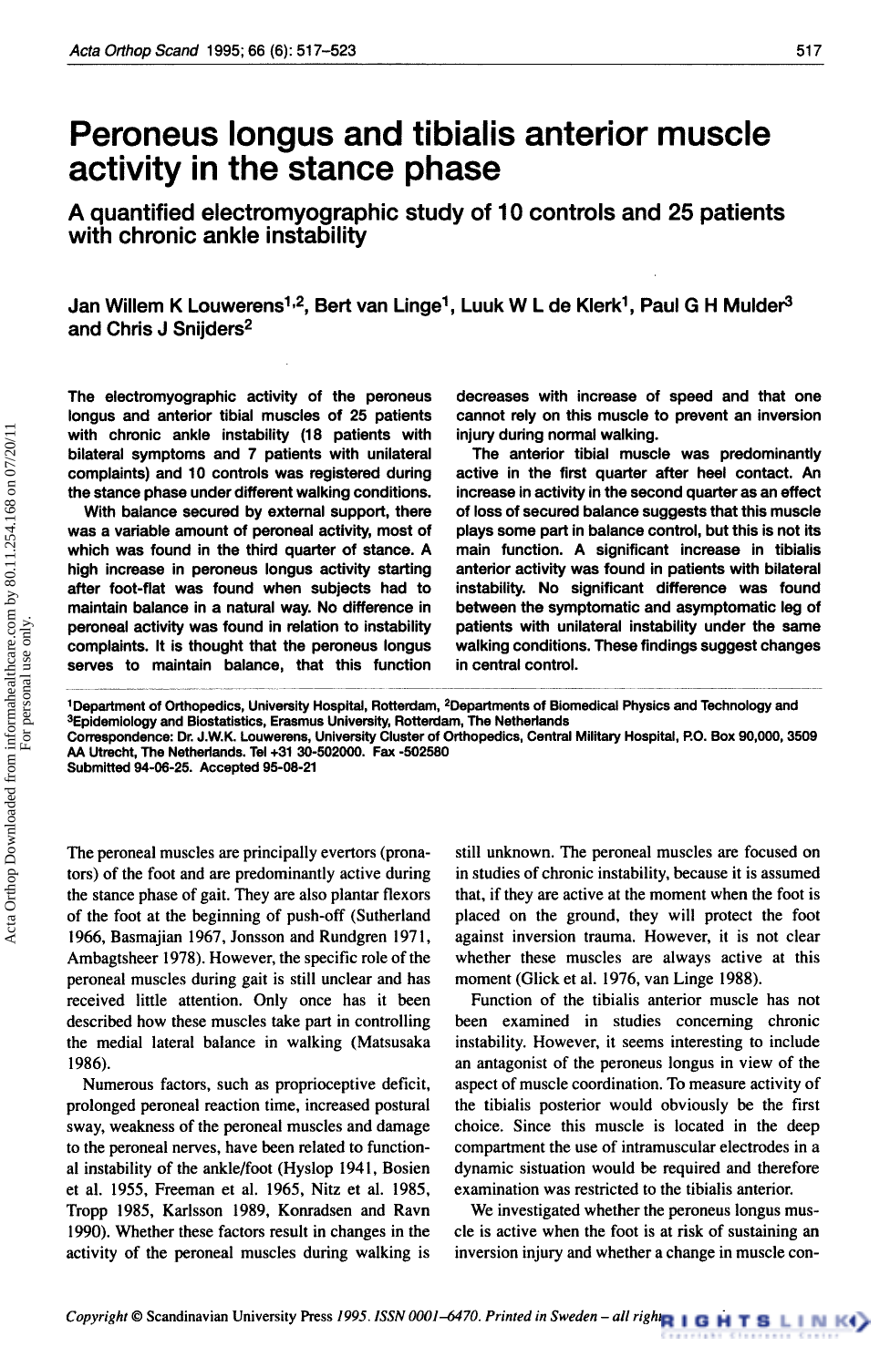# Peroneus longus and tibialis anterior muscle activity in the stance phase

## A quantified electromyographic study of 10 controls and 25 patients with chronic ankle instability

**Jan Willem K Louwerens[1,2], Bert van Linge[1], Luuk W L de Klerk[1], Paul G H Mulder[3] and Chris J Snijders[2]**

**The electromyographic activity of the peroneus longus and anterior tibial muscles of 25 patients with chronic ankle instability (18 patients with bilateral symptoms and 7 patients with unilateral complaints) and 10 controls was registered during the stance phase under different walking conditions.**

**With balance secured by external support, there was a variable amount of peroneal activity, most of which was found in the third quarter of stance. A high increase in peroneus longus activity starting after foot-flat was found when subjects had to maintain balance in a natural way. No difference in peroneal activity was found in relation to instability complaints. It is thought that the peroneus longus serves to maintain balance, that this function decreases with increase of speed and that one cannot rely on this muscle to prevent an inversion injury during normal walking.**

**The anterior tibial muscle was predominantly active in the first quarter after heel contact. An increase in activity in the second quarter as an effect of loss of secured balance suggests that this muscle plays some part in balance control, but this is not its main function. A significant increase in tibialis anterior activity was found in patients with bilateral instability. No significant difference was found between the symptomatic and asymptomatic leg of patients with unilateral instability under the same walking conditions. These findings suggest changes in central control.**

[1]Department of Orthopedics, University Hospital, Rotterdam, [2]Departments of Biomedical Physics and Technology and [3]Epidemiology and Biostatistics, Erasmus University, Rotterdam, The Netherlands
Correspondence: Dr. J.W.K. Louwerens, University Cluster of Orthopedics, Central Military Hospital, P.O. Box 90,000, 3509 AA Utrecht, The Netherlands. Tel +31 30-502000. Fax -502580
Submitted 94-06-25. Accepted 95-08-21

The peroneal muscles are principally evertors (pronators) of the foot and are predominantly active during the stance phase of gait. They are also plantar flexors of the foot at the beginning of push-off (Sutherland 1966, Basmajian 1967, Jonsson and Rundgren 1971, Ambagtsheer 1978). However, the specific role of the peroneal muscles during gait is still unclear and has received little attention. Only once has it been described how these muscles take part in controlling the medial lateral balance in walking (Matsusaka 1986).

Numerous factors, such as proprioceptive deficit, prolonged peroneal reaction time, increased postural sway, weakness of the peroneal muscles and damage to the peroneal nerves, have been related to functional instability of the ankle/foot (Hyslop 1941, Bosien et al. 1955, Freeman et al. 1965, Nitz et al. 1985, Tropp 1985, Karlsson 1989, Konradsen and Ravn 1990). Whether these factors result in changes in the activity of the peroneal muscles during walking is still unknown. The peroneal muscles are focused on in studies of chronic instability, because it is assumed that, if they are active at the moment when the foot is placed on the ground, they will protect the foot against inversion trauma. However, it is not clear whether these muscles are always active at this moment (Glick et al. 1976, van Linge 1988).

Function of the tibialis anterior muscle has not been examined in studies concerning chronic instability. However, it seems interesting to include an antagonist of the peroneus longus in view of the aspect of muscle coordination. To measure activity of the tibialis posterior would obviously be the first choice. Since this muscle is located in the deep compartment the use of intramuscular electrodes in a dynamic sistuation would be required and therefore examination was restricted to the tibialis anterior.

We investigated whether the peroneus longus muscle is active when the foot is at risk of sustaining an inversion injury and whether a change in muscle con-

*Copyright © Scandinavian University Press 1995. ISSN 0001-6470. Printed in Sweden – all rights*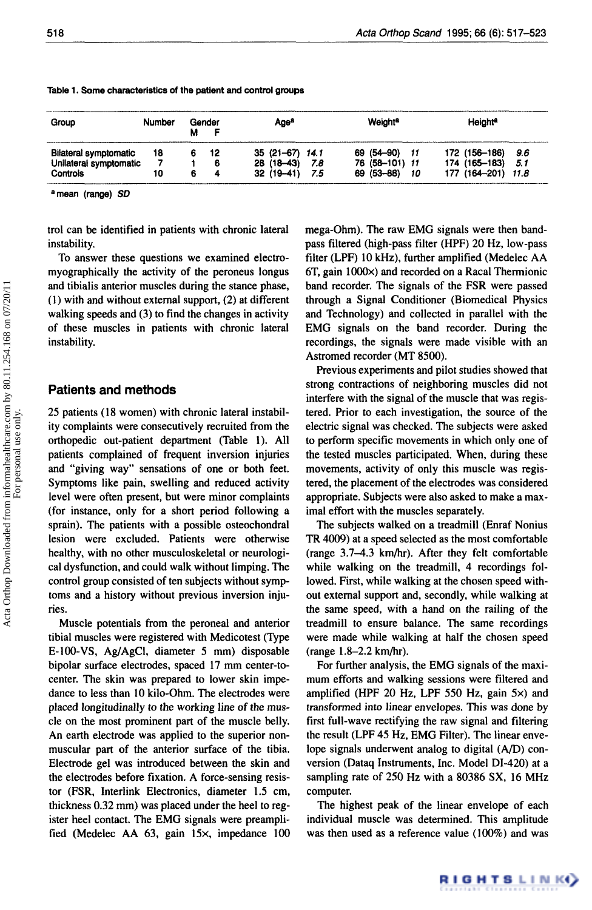Table 1. Some characteristics of the patient and control groups

| Group | Number | Gender M | Gender F | Age[a] | Weight[a] | Height[a] |
|---|---|---|---|---|---|---|
| Bilateral symptomatic | 18 | 6 | 12 | 35 (21–67) *14.1* | 69 (54–90) *11* | 172 (156–186) *9.6* |
| Unilateral symptomatic | 7 | 1 | 6 | 28 (18–43) *7.8* | 76 (58–101) *11* | 174 (165–183) *5.1* |
| Controls | 10 | 6 | 4 | 32 (19–41) *7.5* | 69 (53–88) *10* | 177 (164–201) *11.8* |

[a] mean (range) *SD*

trol can be identified in patients with chronic lateral instability.

To answer these questions we examined electromyographically the activity of the peroneus longus and tibialis anterior muscles during the stance phase, (1) with and without external support, (2) at different walking speeds and (3) to find the changes in activity of these muscles in patients with chronic lateral instability.

## Patients and methods

25 patients (18 women) with chronic lateral instability complaints were consecutively recruited from the orthopedic out-patient department (Table 1). All patients complained of frequent inversion injuries and "giving way" sensations of one or both feet. Symptoms like pain, swelling and reduced activity level were often present, but were minor complaints (for instance, only for a short period following a sprain). The patients with a possible osteochondral lesion were excluded. Patients were otherwise healthy, with no other musculoskeletal or neurological dysfunction, and could walk without limping. The control group consisted of ten subjects without symptoms and a history without previous inversion injuries.

Muscle potentials from the peroneal and anterior tibial muscles were registered with Medicotest (Type E-100-VS, Ag/AgCl, diameter 5 mm) disposable bipolar surface electrodes, spaced 17 mm center-to-center. The skin was prepared to lower skin impedance to less than 10 kilo-Ohm. The electrodes were placed longitudinally to the working line of the muscle on the most prominent part of the muscle belly. An earth electrode was applied to the superior nonmuscular part of the anterior surface of the tibia. Electrode gel was introduced between the skin and the electrodes before fixation. A force-sensing resistor (FSR, Interlink Electronics, diameter 1.5 cm, thickness 0.32 mm) was placed under the heel to register heel contact. The EMG signals were preamplified (Medelec AA 63, gain 15×, impedance 100 mega-Ohm). The raw EMG signals were then bandpass filtered (high-pass filter (HPF) 20 Hz, low-pass filter (LPF) 10 kHz), further amplified (Medelec AA 6T, gain 1000×) and recorded on a Racal Thermionic band recorder. The signals of the FSR were passed through a Signal Conditioner (Biomedical Physics and Technology) and collected in parallel with the EMG signals on the band recorder. During the recordings, the signals were made visible with an Astromed recorder (MT 8500).

Previous experiments and pilot studies showed that strong contractions of neighboring muscles did not interfere with the signal of the muscle that was registered. Prior to each investigation, the source of the electric signal was checked. The subjects were asked to perform specific movements in which only one of the tested muscles participated. When, during these movements, activity of only this muscle was registered, the placement of the electrodes was considered appropriate. Subjects were also asked to make a maximal effort with the muscles separately.

The subjects walked on a treadmill (Enraf Nonius TR 4009) at a speed selected as the most comfortable (range 3.7–4.3 km/hr). After they felt comfortable while walking on the treadmill, 4 recordings followed. First, while walking at the chosen speed without external support and, secondly, while walking at the same speed, with a hand on the railing of the treadmill to ensure balance. The same recordings were made while walking at half the chosen speed (range 1.8–2.2 km/hr).

For further analysis, the EMG signals of the maximum efforts and walking sessions were filtered and amplified (HPF 20 Hz, LPF 550 Hz, gain 5×) and transformed into linear envelopes. This was done by first full-wave rectifying the raw signal and filtering the result (LPF 45 Hz, EMG Filter). The linear envelope signals underwent analog to digital (A/D) conversion (Dataq Instruments, Inc. Model DI-420) at a sampling rate of 250 Hz with a 80386 SX, 16 MHz computer.

The highest peak of the linear envelope of each individual muscle was determined. This amplitude was then used as a reference value (100%) and was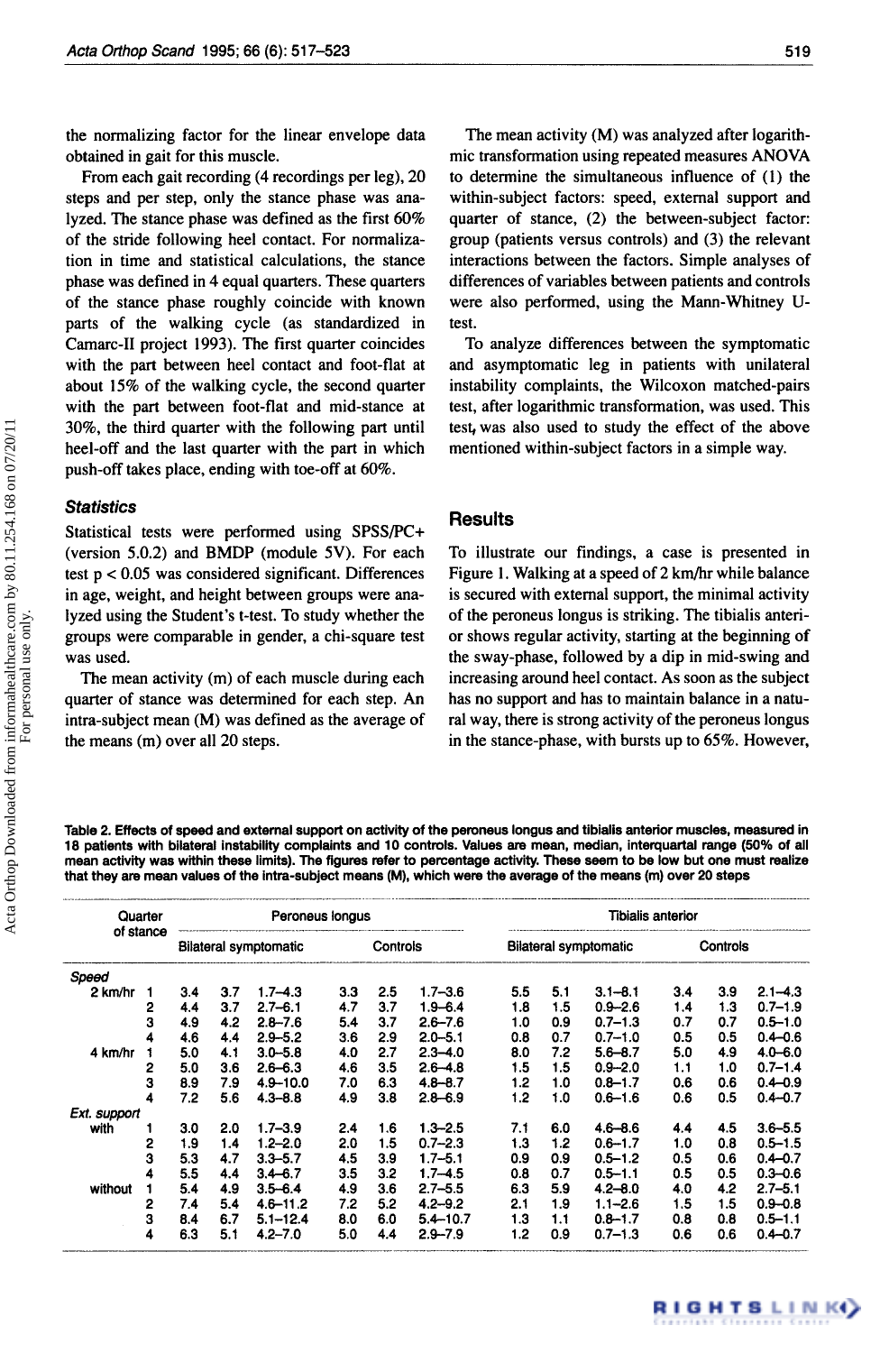the normalizing factor for the linear envelope data obtained in gait for this muscle.

From each gait recording (4 recordings per leg), 20 steps and per step, only the stance phase was analyzed. The stance phase was defined as the first 60% of the stride following heel contact. For normalization in time and statistical calculations, the stance phase was defined in 4 equal quarters. These quarters of the stance phase roughly coincide with known parts of the walking cycle (as standardized in Camarc-II project 1993). The first quarter coincides with the part between heel contact and foot-flat at about 15% of the walking cycle, the second quarter with the part between foot-flat and mid-stance at 30%, the third quarter with the following part until heel-off and the last quarter with the part in which push-off takes place, ending with toe-off at 60%.

### Statistics

Statistical tests were performed using SPSS/PC+ (version 5.0.2) and BMDP (module 5V). For each test $p < 0.05$ was considered significant. Differences in age, weight, and height between groups were analyzed using the Student's t-test. To study whether the groups were comparable in gender, a chi-square test was used.

The mean activity (m) of each muscle during each quarter of stance was determined for each step. An intra-subject mean (M) was defined as the average of the means (m) over all 20 steps.

The mean activity (M) was analyzed after logarithmic transformation using repeated measures ANOVA to determine the simultaneous influence of (1) the within-subject factors: speed, external support and quarter of stance, (2) the between-subject factor: group (patients versus controls) and (3) the relevant interactions between the factors. Simple analyses of differences of variables between patients and controls were also performed, using the Mann-Whitney U-test.

To analyze differences between the symptomatic and asymptomatic leg in patients with unilateral instability complaints, the Wilcoxon matched-pairs test, after logarithmic transformation, was used. This test, was also used to study the effect of the above mentioned within-subject factors in a simple way.

## Results

To illustrate our findings, a case is presented in Figure 1. Walking at a speed of 2 km/hr while balance is secured with external support, the minimal activity of the peroneus longus is striking. The tibialis anterior shows regular activity, starting at the beginning of the sway-phase, followed by a dip in mid-swing and increasing around heel contact. As soon as the subject has no support and has to maintain balance in a natural way, there is strong activity of the peroneus longus in the stance-phase, with bursts up to 65%. However,

**Table 2. Effects of speed and external support on activity of the peroneus longus and tibialis anterior muscles, measured in 18 patients with bilateral instability complaints and 10 controls. Values are mean, median, interquartal range (50% of all mean activity was within these limits). The figures refer to percentage activity. These seem to be low but one must realize that they are mean values of the intra-subject means (M), which were the average of the means (m) over 20 steps**

| | Quarter of stance | Peroneus longus | | | | | | Tibialis anterior | | | | | |
|---|---|---|---|---|---|---|---|---|---|---|---|---|---|
| | | Bilateral symptomatic | | | Controls | | | Bilateral symptomatic | | | Controls | | |
| *Speed* | | | | | | | | | | | | | |
| 2 km/hr | 1 | 3.4 | 3.7 | 1.7–4.3 | 3.3 | 2.5 | 1.7–3.6 | 5.5 | 5.1 | 3.1–8.1 | 3.4 | 3.9 | 2.1–4.3 |
| | 2 | 4.4 | 3.7 | 2.7–6.1 | 4.7 | 3.7 | 1.9–6.4 | 1.8 | 1.5 | 0.9–2.6 | 1.4 | 1.3 | 0.7–1.9 |
| | 3 | 4.9 | 4.2 | 2.8–7.6 | 5.4 | 3.7 | 2.6–7.6 | 1.0 | 0.9 | 0.7–1.3 | 0.7 | 0.7 | 0.5–1.0 |
| | 4 | 4.6 | 4.4 | 2.9–5.2 | 3.6 | 2.9 | 2.0–5.1 | 0.8 | 0.7 | 0.7–1.0 | 0.5 | 0.5 | 0.4–0.6 |
| 4 km/hr | 1 | 5.0 | 4.1 | 3.0–5.8 | 4.0 | 2.7 | 2.3–4.0 | 8.0 | 7.2 | 5.6–8.7 | 5.0 | 4.9 | 4.0–6.0 |
| | 2 | 5.0 | 3.6 | 2.6–6.3 | 4.6 | 3.5 | 2.6–4.8 | 1.5 | 1.5 | 0.9–2.0 | 1.1 | 1.0 | 0.7–1.4 |
| | 3 | 8.9 | 7.9 | 4.9–10.0 | 7.0 | 6.3 | 4.8–8.7 | 1.2 | 1.0 | 0.8–1.7 | 0.6 | 0.6 | 0.4–0.9 |
| | 4 | 7.2 | 5.6 | 4.3–8.8 | 4.9 | 3.8 | 2.8–6.9 | 1.2 | 1.0 | 0.6–1.6 | 0.6 | 0.5 | 0.4–0.7 |
| *Ext. support* | | | | | | | | | | | | | |
| with | 1 | 3.0 | 2.0 | 1.7–3.9 | 2.4 | 1.6 | 1.3–2.5 | 7.1 | 6.0 | 4.6–8.6 | 4.4 | 4.5 | 3.6–5.5 |
| | 2 | 1.9 | 1.4 | 1.2–2.0 | 2.0 | 1.5 | 0.7–2.3 | 1.3 | 1.2 | 0.6–1.7 | 1.0 | 0.8 | 0.5–1.5 |
| | 3 | 5.3 | 4.7 | 3.3–5.7 | 4.5 | 3.9 | 1.7–5.1 | 0.9 | 0.9 | 0.5–1.2 | 0.5 | 0.6 | 0.4–0.7 |
| | 4 | 5.5 | 4.4 | 3.4–6.7 | 3.5 | 3.2 | 1.7–4.5 | 0.8 | 0.7 | 0.5–1.1 | 0.5 | 0.5 | 0.3–0.6 |
| without | 1 | 5.4 | 4.9 | 3.5–6.4 | 4.9 | 3.6 | 2.7–5.5 | 6.3 | 5.9 | 4.2–8.0 | 4.0 | 4.2 | 2.7–5.1 |
| | 2 | 7.4 | 5.4 | 4.6–11.2 | 7.2 | 5.2 | 4.2–9.2 | 2.1 | 1.9 | 1.1–2.6 | 1.5 | 1.5 | 0.9–0.8 |
| | 3 | 8.4 | 6.7 | 5.1–12.4 | 8.0 | 6.0 | 5.4–10.7 | 1.3 | 1.1 | 0.8–1.7 | 0.8 | 0.8 | 0.5–1.1 |
| | 4 | 6.3 | 5.1 | 4.2–7.0 | 5.0 | 4.4 | 2.9–7.9 | 1.2 | 0.9 | 0.7–1.3 | 0.6 | 0.6 | 0.4–0.7 |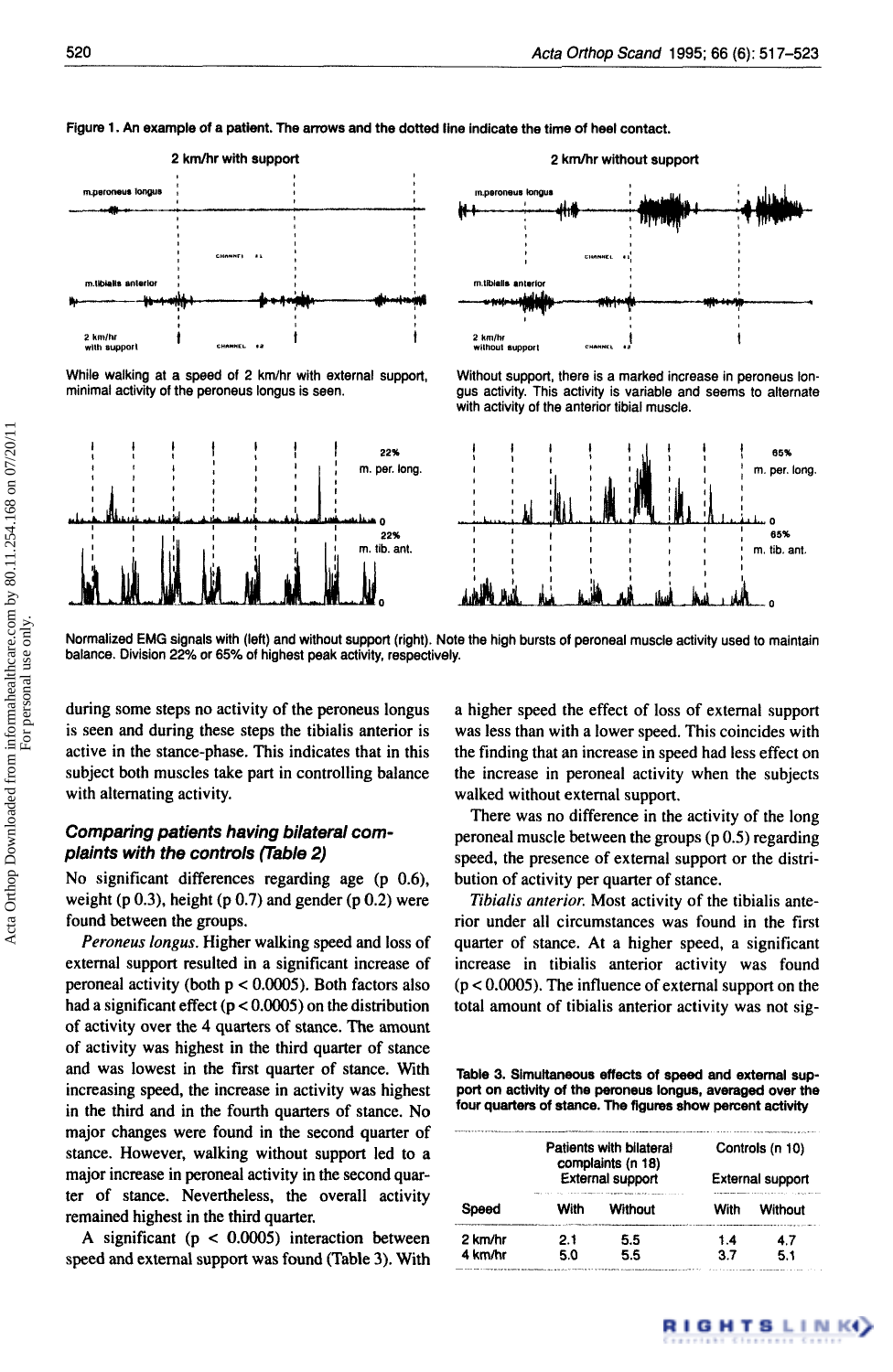Figure 1. An example of a patient. The arrows and the dotted line indicate the time of heel contact.

While walking at a speed of 2 km/hr with external support, minimal activity of the peroneus longus is seen.

Without support, there is a marked increase in peroneus longus activity. This activity is variable and seems to alternate with activity of the anterior tibial muscle.

Normalized EMG signals with (left) and without support (right). Note the high bursts of peroneal muscle activity used to maintain balance. Division 22% or 65% of highest peak activity, respectively.

during some steps no activity of the peroneus longus is seen and during these steps the tibialis anterior is active in the stance-phase. This indicates that in this subject both muscles take part in controlling balance with alternating activity.

### *Comparing patients having bilateral complaints with the controls (Table 2)*

No significant differences regarding age (p 0.6), weight (p 0.3), height (p 0.7) and gender (p 0.2) were found between the groups.

*Peroneus longus.* Higher walking speed and loss of external support resulted in a significant increase of peroneal activity (both $p < 0.0005$). Both factors also had a significant effect ($p < 0.0005$) on the distribution of activity over the 4 quarters of stance. The amount of activity was highest in the third quarter of stance and was lowest in the first quarter of stance. With increasing speed, the increase in activity was highest in the third and in the fourth quarters of stance. No major changes were found in the second quarter of stance. However, walking without support led to a major increase in peroneal activity in the second quarter of stance. Nevertheless, the overall activity remained highest in the third quarter.

A significant ($p < 0.0005$) interaction between speed and external support was found (Table 3). With a higher speed the effect of loss of external support was less than with a lower speed. This coincides with the finding that an increase in speed had less effect on the increase in peroneal activity when the subjects walked without external support.

There was no difference in the activity of the long peroneal muscle between the groups (p 0.5) regarding speed, the presence of external support or the distribution of activity per quarter of stance.

*Tibialis anterior.* Most activity of the tibialis anterior under all circumstances was found in the first quarter of stance. At a higher speed, a significant increase in tibialis anterior activity was found ($p < 0.0005$). The influence of external support on the total amount of tibialis anterior activity was not sig-

Table 3. Simultaneous effects of speed and external support on activity of the peroneus longus, averaged over the four quarters of stance. The figures show percent activity

| | Patients with bilateral complaints (n 18) External support | | Controls (n 10) External support | |
|---|---|---|---|---|
| Speed | With | Without | With | Without |
| 2 km/hr | 2.1 | 5.5 | 1.4 | 4.7 |
| 4 km/hr | 5.0 | 5.5 | 3.7 | 5.1 |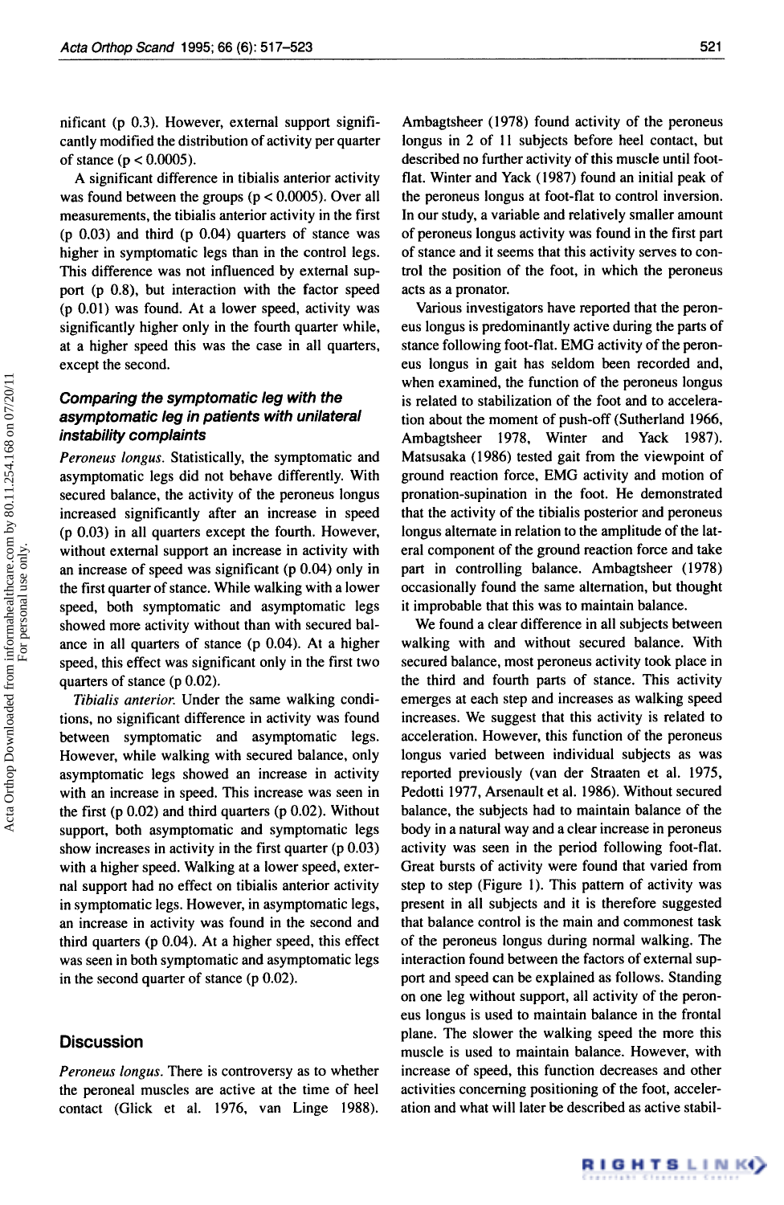nificant (p 0.3). However, external support significantly modified the distribution of activity per quarter of stance ($p < 0.0005$).

A significant difference in tibialis anterior activity was found between the groups ($p < 0.0005$). Over all measurements, the tibialis anterior activity in the first (p 0.03) and third (p 0.04) quarters of stance was higher in symptomatic legs than in the control legs. This difference was not influenced by external support (p 0.8), but interaction with the factor speed (p 0.01) was found. At a lower speed, activity was significantly higher only in the fourth quarter while, at a higher speed this was the case in all quarters, except the second.

### *Comparing the symptomatic leg with the asymptomatic leg in patients with unilateral instability complaints*

*Peroneus longus.* Statistically, the symptomatic and asymptomatic legs did not behave differently. With secured balance, the activity of the peroneus longus increased significantly after an increase in speed (p 0.03) in all quarters except the fourth. However, without external support an increase in activity with an increase of speed was significant (p 0.04) only in the first quarter of stance. While walking with a lower speed, both symptomatic and asymptomatic legs showed more activity without than with secured balance in all quarters of stance (p 0.04). At a higher speed, this effect was significant only in the first two quarters of stance (p 0.02).

*Tibialis anterior.* Under the same walking conditions, no significant difference in activity was found between symptomatic and asymptomatic legs. However, while walking with secured balance, only asymptomatic legs showed an increase in activity with an increase in speed. This increase was seen in the first (p 0.02) and third quarters (p 0.02). Without support, both asymptomatic and symptomatic legs show increases in activity in the first quarter (p 0.03) with a higher speed. Walking at a lower speed, external support had no effect on tibialis anterior activity in symptomatic legs. However, in asymptomatic legs, an increase in activity was found in the second and third quarters (p 0.04). At a higher speed, this effect was seen in both symptomatic and asymptomatic legs in the second quarter of stance (p 0.02).

## Discussion

*Peroneus longus.* There is controversy as to whether the peroneal muscles are active at the time of heel contact (Glick et al. 1976, van Linge 1988). Ambagtsheer (1978) found activity of the peroneus longus in 2 of 11 subjects before heel contact, but described no further activity of this muscle until foot-flat. Winter and Yack (1987) found an initial peak of the peroneus longus at foot-flat to control inversion. In our study, a variable and relatively smaller amount of peroneus longus activity was found in the first part of stance and it seems that this activity serves to control the position of the foot, in which the peroneus acts as a pronator.

Various investigators have reported that the peroneus longus is predominantly active during the parts of stance following foot-flat. EMG activity of the peroneus longus in gait has seldom been recorded and, when examined, the function of the peroneus longus is related to stabilization of the foot and to acceleration about the moment of push-off (Sutherland 1966, Ambagtsheer 1978, Winter and Yack 1987). Matsusaka (1986) tested gait from the viewpoint of ground reaction force, EMG activity and motion of pronation-supination in the foot. He demonstrated that the activity of the tibialis posterior and peroneus longus alternate in relation to the amplitude of the lateral component of the ground reaction force and take part in controlling balance. Ambagtsheer (1978) occasionally found the same alternation, but thought it improbable that this was to maintain balance.

We found a clear difference in all subjects between walking with and without secured balance. With secured balance, most peroneus activity took place in the third and fourth parts of stance. This activity emerges at each step and increases as walking speed increases. We suggest that this activity is related to acceleration. However, this function of the peroneus longus varied between individual subjects as was reported previously (van der Straaten et al. 1975, Pedotti 1977, Arsenault et al. 1986). Without secured balance, the subjects had to maintain balance of the body in a natural way and a clear increase in peroneus activity was seen in the period following foot-flat. Great bursts of activity were found that varied from step to step (Figure 1). This pattern of activity was present in all subjects and it is therefore suggested that balance control is the main and commonest task of the peroneus longus during normal walking. The interaction found between the factors of external support and speed can be explained as follows. Standing on one leg without support, all activity of the peroneus longus is used to maintain balance in the frontal plane. The slower the walking speed the more this muscle is used to maintain balance. However, with increase of speed, this function decreases and other activities concerning positioning of the foot, acceleration and what will later be described as active stabil-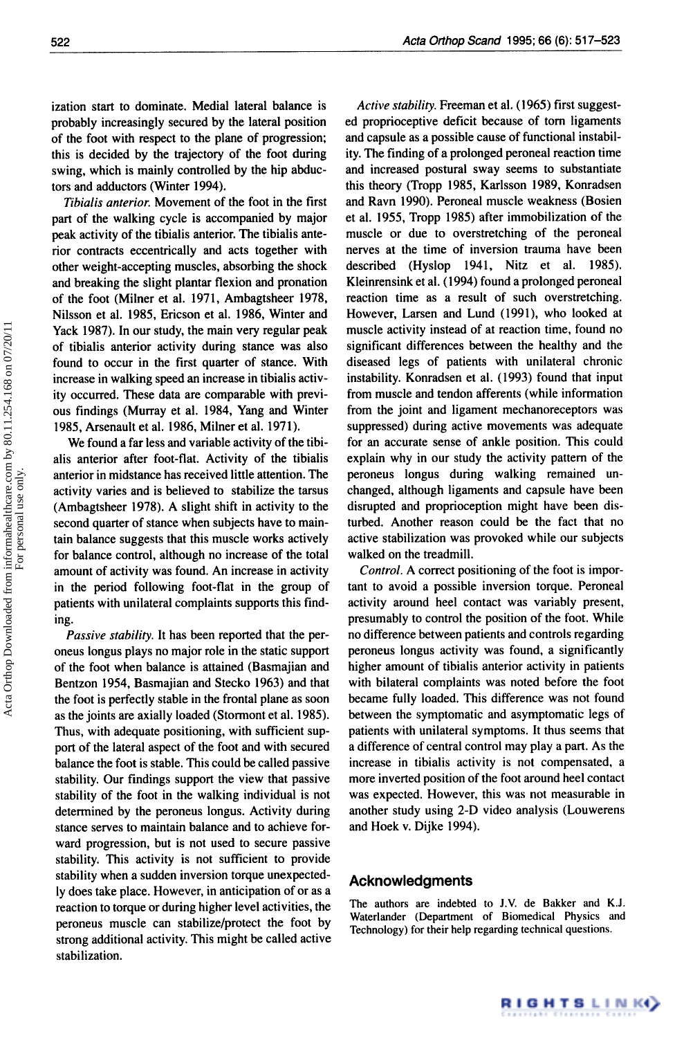ization start to dominate. Medial lateral balance is probably increasingly secured by the lateral position of the foot with respect to the plane of progression; this is decided by the trajectory of the foot during swing, which is mainly controlled by the hip abductors and adductors (Winter 1994).

*Tibialis anterior.* Movement of the foot in the first part of the walking cycle is accompanied by major peak activity of the tibialis anterior. The tibialis anterior contracts eccentrically and acts together with other weight-accepting muscles, absorbing the shock and breaking the slight plantar flexion and pronation of the foot (Milner et al. 1971, Ambagtsheer 1978, Nilsson et al. 1985, Ericson et al. 1986, Winter and Yack 1987). In our study, the main very regular peak of tibialis anterior activity during stance was also found to occur in the first quarter of stance. With increase in walking speed an increase in tibialis activity occurred. These data are comparable with previous findings (Murray et al. 1984, Yang and Winter 1985, Arsenault et al. 1986, Milner et al. 1971).

We found a far less and variable activity of the tibialis anterior after foot-flat. Activity of the tibialis anterior in midstance has received little attention. The activity varies and is believed to stabilize the tarsus (Ambagtsheer 1978). A slight shift in activity to the second quarter of stance when subjects have to maintain balance suggests that this muscle works actively for balance control, although no increase of the total amount of activity was found. An increase in activity in the period following foot-flat in the group of patients with unilateral complaints supports this finding.

*Passive stability.* It has been reported that the peroneus longus plays no major role in the static support of the foot when balance is attained (Basmajian and Bentzon 1954, Basmajian and Stecko 1963) and that the foot is perfectly stable in the frontal plane as soon as the joints are axially loaded (Stormont et al. 1985). Thus, with adequate positioning, with sufficient support of the lateral aspect of the foot and with secured balance the foot is stable. This could be called passive stability. Our findings support the view that passive stability of the foot in the walking individual is not determined by the peroneus longus. Activity during stance serves to maintain balance and to achieve forward progression, but is not used to secure passive stability. This activity is not sufficient to provide stability when a sudden inversion torque unexpectedly does take place. However, in anticipation of or as a reaction to torque or during higher level activities, the peroneus muscle can stabilize/protect the foot by strong additional activity. This might be called active stabilization.

*Active stability.* Freeman et al. (1965) first suggested proprioceptive deficit because of torn ligaments and capsule as a possible cause of functional instability. The finding of a prolonged peroneal reaction time and increased postural sway seems to substantiate this theory (Tropp 1985, Karlsson 1989, Konradsen and Ravn 1990). Peroneal muscle weakness (Bosien et al. 1955, Tropp 1985) after immobilization of the muscle or due to overstretching of the peroneal nerves at the time of inversion trauma have been described (Hyslop 1941, Nitz et al. 1985). Kleinrensink et al. (1994) found a prolonged peroneal reaction time as a result of such overstretching. However, Larsen and Lund (1991), who looked at muscle activity instead of at reaction time, found no significant differences between the healthy and the diseased legs of patients with unilateral chronic instability. Konradsen et al. (1993) found that input from muscle and tendon afferents (while information from the joint and ligament mechanoreceptors was suppressed) during active movements was adequate for an accurate sense of ankle position. This could explain why in our study the activity pattern of the peroneus longus during walking remained unchanged, although ligaments and capsule have been disrupted and proprioception might have been disturbed. Another reason could be the fact that no active stabilization was provoked while our subjects walked on the treadmill.

*Control.* A correct positioning of the foot is important to avoid a possible inversion torque. Peroneal activity around heel contact was variably present, presumably to control the position of the foot. While no difference between patients and controls regarding peroneus longus activity was found, a significantly higher amount of tibialis anterior activity in patients with bilateral complaints was noted before the foot became fully loaded. This difference was not found between the symptomatic and asymptomatic legs of patients with unilateral symptoms. It thus seems that a difference of central control may play a part. As the increase in tibialis activity is not compensated, a more inverted position of the foot around heel contact was expected. However, this was not measurable in another study using 2-D video analysis (Louwerens and Hoek v. Dijke 1994).

## Acknowledgments

The authors are indebted to J.V. de Bakker and K.J. Waterlander (Department of Biomedical Physics and Technology) for their help regarding technical questions.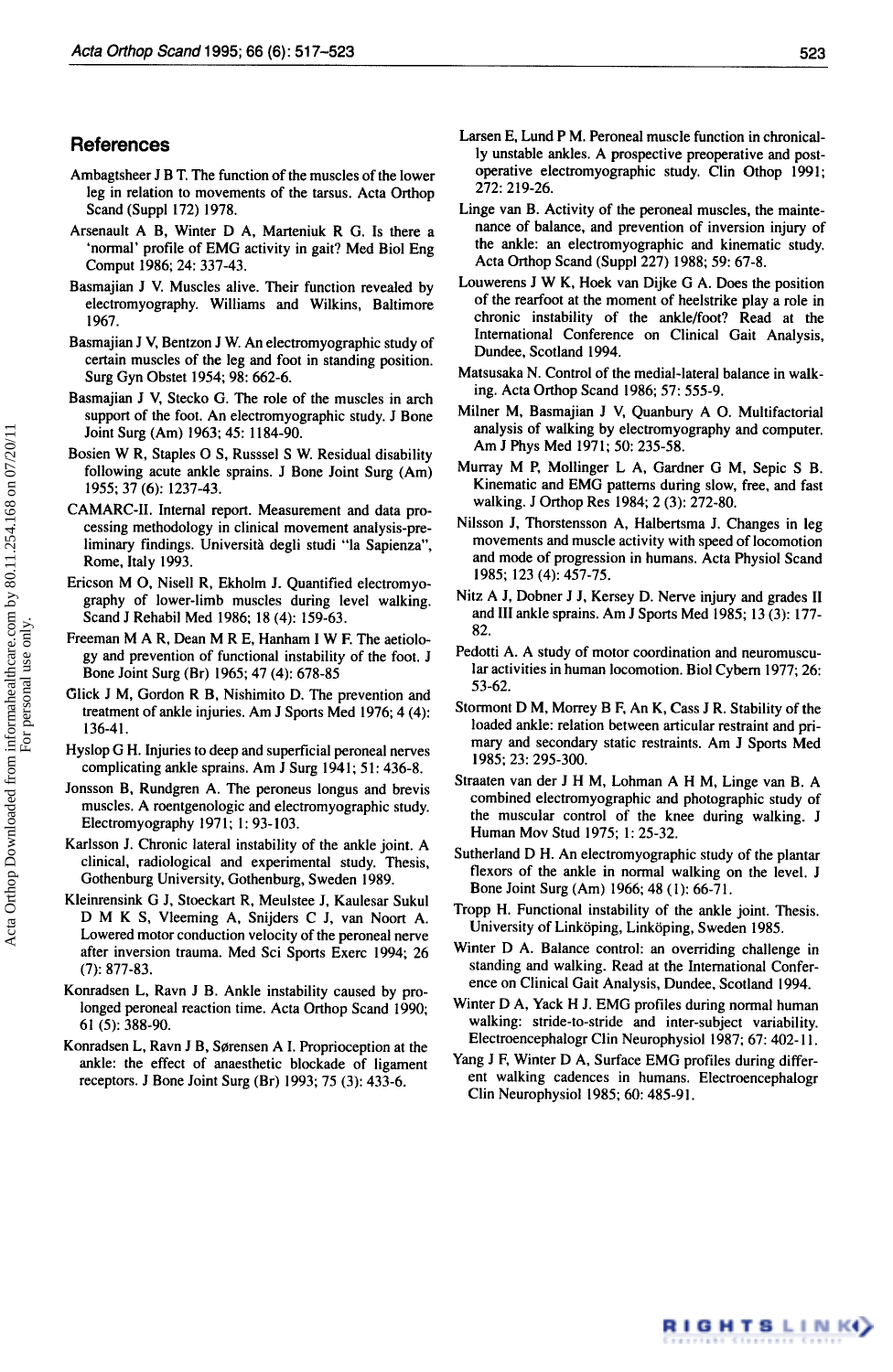## References

Ambagtsheer J B T. The function of the muscles of the lower leg in relation to movements of the tarsus. Acta Orthop Scand (Suppl 172) 1978.

Arsenault A B, Winter D A, Marteniuk R G. Is there a 'normal' profile of EMG activity in gait? Med Biol Eng Comput 1986; 24: 337-43.

Basmajian J V. Muscles alive. Their function revealed by electromyography. Williams and Wilkins, Baltimore 1967.

Basmajian J V, Bentzon J W. An electromyographic study of certain muscles of the leg and foot in standing position. Surg Gyn Obstet 1954; 98: 662-6.

Basmajian J V, Stecko G. The role of the muscles in arch support of the foot. An electromyographic study. J Bone Joint Surg (Am) 1963; 45: 1184-90.

Bosien W R, Staples O S, Russsel S W. Residual disability following acute ankle sprains. J Bone Joint Surg (Am) 1955; 37 (6): 1237-43.

CAMARC-II. Internal report. Measurement and data processing methodology in clinical movement analysis-preliminary findings. Università degli studi "la Sapienza", Rome, Italy 1993.

Ericson M O, Nisell R, Ekholm J. Quantified electromyography of lower-limb muscles during level walking. Scand J Rehabil Med 1986; 18 (4): 159-63.

Freeman M A R, Dean M R E, Hanham I W F. The aetiology and prevention of functional instability of the foot. J Bone Joint Surg (Br) 1965; 47 (4): 678-85

Glick J M, Gordon R B, Nishimito D. The prevention and treatment of ankle injuries. Am J Sports Med 1976; 4 (4): 136-41.

Hyslop G H. Injuries to deep and superficial peroneal nerves complicating ankle sprains. Am J Surg 1941; 51: 436-8.

Jonsson B, Rundgren A. The peroneus longus and brevis muscles. A roentgenologic and electromyographic study. Electromyography 1971; 1: 93-103.

Karlsson J. Chronic lateral instability of the ankle joint. A clinical, radiological and experimental study. Thesis, Gothenburg University, Gothenburg, Sweden 1989.

Kleinrensink G J, Stoeckart R, Meulstee J, Kaulesar Sukul D M K S, Vleeming A, Snijders C J, van Noort A. Lowered motor conduction velocity of the peroneal nerve after inversion trauma. Med Sci Sports Exerc 1994; 26 (7): 877-83.

Konradsen L, Ravn J B. Ankle instability caused by prolonged peroneal reaction time. Acta Orthop Scand 1990; 61 (5): 388-90.

Konradsen L, Ravn J B, Sørensen A I. Proprioception at the ankle: the effect of anaesthetic blockade of ligament receptors. J Bone Joint Surg (Br) 1993; 75 (3): 433-6.

Larsen E, Lund P M. Peroneal muscle function in chronically unstable ankles. A prospective preoperative and postoperative electromyographic study. Clin Othop 1991; 272: 219-26.

Linge van B. Activity of the peroneal muscles, the maintenance of balance, and prevention of inversion injury of the ankle: an electromyographic and kinematic study. Acta Orthop Scand (Suppl 227) 1988; 59: 67-8.

Louwerens J W K, Hoek van Dijke G A. Does the position of the rearfoot at the moment of heelstrike play a role in chronic instability of the ankle/foot? Read at the International Conference on Clinical Gait Analysis, Dundee, Scotland 1994.

Matsusaka N. Control of the medial-lateral balance in walking. Acta Orthop Scand 1986; 57: 555-9.

Milner M, Basmajian J V, Quanbury A O. Multifactorial analysis of walking by electromyography and computer. Am J Phys Med 1971; 50: 235-58.

Murray M P, Mollinger L A, Gardner G M, Sepic S B. Kinematic and EMG patterns during slow, free, and fast walking. J Orthop Res 1984; 2 (3): 272-80.

Nilsson J, Thorstensson A, Halbertsma J. Changes in leg movements and muscle activity with speed of locomotion and mode of progression in humans. Acta Physiol Scand 1985; 123 (4): 457-75.

Nitz A J, Dobner J J, Kersey D. Nerve injury and grades II and III ankle sprains. Am J Sports Med 1985; 13 (3): 177-82.

Pedotti A. A study of motor coordination and neuromuscular activities in human locomotion. Biol Cybern 1977; 26: 53-62.

Stormont D M, Morrey B F, An K, Cass J R. Stability of the loaded ankle: relation between articular restraint and primary and secondary static restraints. Am J Sports Med 1985; 23: 295-300.

Straaten van der J H M, Lohman A H M, Linge van B. A combined electromyographic and photographic study of the muscular control of the knee during walking. J Human Mov Stud 1975; 1: 25-32.

Sutherland D H. An electromyographic study of the plantar flexors of the ankle in normal walking on the level. J Bone Joint Surg (Am) 1966; 48 (1): 66-71.

Tropp H. Functional instability of the ankle joint. Thesis. University of Linköping, Linköping, Sweden 1985.

Winter D A. Balance control: an overriding challenge in standing and walking. Read at the International Conference on Clinical Gait Analysis, Dundee, Scotland 1994.

Winter D A, Yack H J. EMG profiles during normal human walking: stride-to-stride and inter-subject variability. Electroencephalogr Clin Neurophysiol 1987; 67: 402-11.

Yang J F, Winter D A, Surface EMG profiles during different walking cadences in humans. Electroencephalogr Clin Neurophysiol 1985; 60: 485-91.